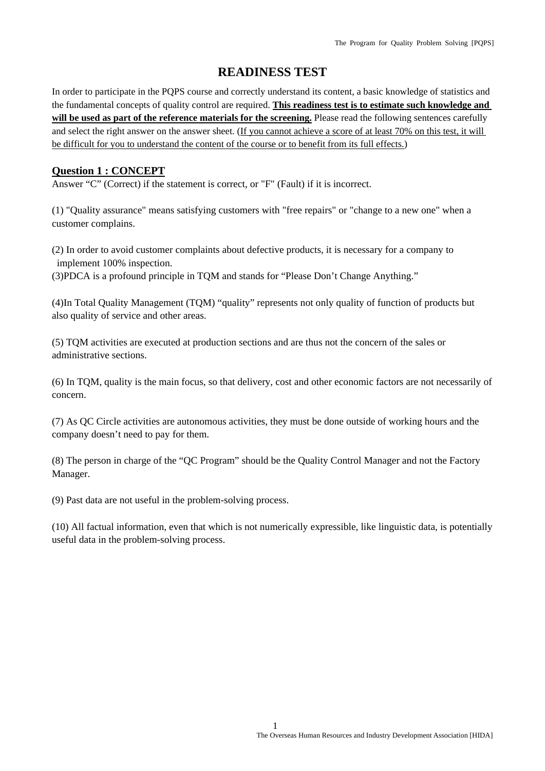# READINESS TEST

In order to participate in the PQPS course and correctly understand its content, a basic knowledge of statistics and the fundamental concepts of quality control are required. **<u>This readiness test is to estimate such knowledge and will be used as part of the reference materials for the screening.</u>** Please read the following sentences carefully and select the right answer on the answer sheet. (<u>If you cannot achieve a score of at least 70% on this test, it will be difficult for you to understand the content of the course or to benefit from its full effects.</u>)

## <u>Question 1 : CONCEPT</u>

Answer “C” (Correct) if the statement is correct, or "F" (Fault) if it is incorrect.

(1) "Quality assurance" means satisfying customers with "free repairs" or "change to a new one" when a customer complains.

(2) In order to avoid customer complaints about defective products, it is necessary for a company to implement 100% inspection.

(3)PDCA is a profound principle in TQM and stands for “Please Don’t Change Anything.”

(4)In Total Quality Management (TQM) “quality” represents not only quality of function of products but also quality of service and other areas.

(5) TQM activities are executed at production sections and are thus not the concern of the sales or administrative sections.

(6) In TQM, quality is the main focus, so that delivery, cost and other economic factors are not necessarily of concern.

(7) As QC Circle activities are autonomous activities, they must be done outside of working hours and the company doesn’t need to pay for them.

(8) The person in charge of the “QC Program” should be the Quality Control Manager and not the Factory Manager.

(9) Past data are not useful in the problem-solving process.

(10) All factual information, even that which is not numerically expressible, like linguistic data, is potentially useful data in the problem-solving process.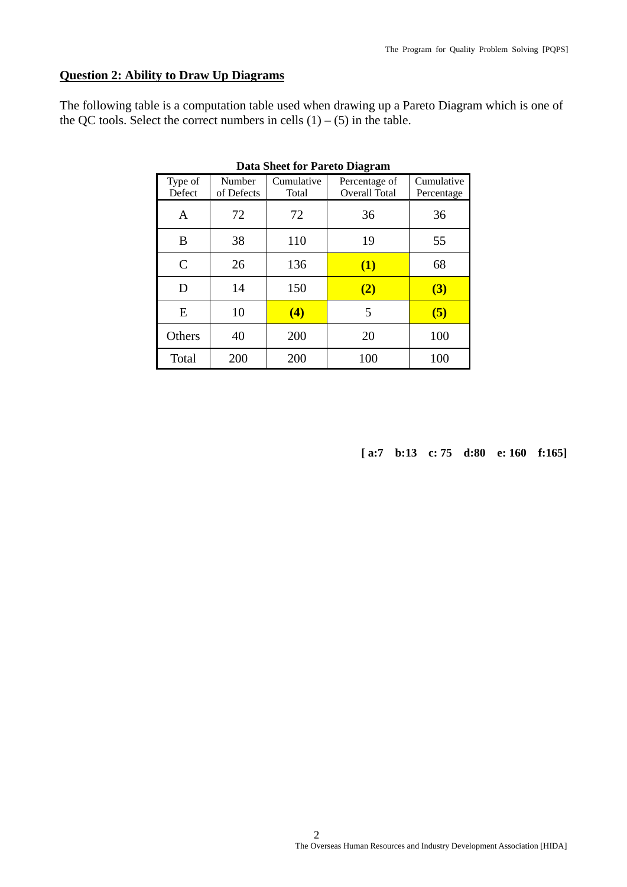## Question 2: Ability to Draw Up Diagrams

The following table is a computation table used when drawing up a Pareto Diagram which is one of the QC tools. Select the correct numbers in cells (1) – (5) in the table.

**Data Sheet for Pareto Diagram**

| Type of Defect | Number of Defects | Cumulative Total | Percentage of Overall Total | Cumulative Percentage |
|---|---|---|---|---|
| A | 72 | 72 | 36 | 36 |
| B | 38 | 110 | 19 | 55 |
| C | 26 | 136 | **(1)** | 68 |
| D | 14 | 150 | **(2)** | **(3)** |
| E | 10 | **(4)** | 5 | **(5)** |
| Others | 40 | 200 | 20 | 100 |
| Total | 200 | 200 | 100 | 100 |

**[ a:7  b:13  c: 75  d:80  e: 160  f:165]**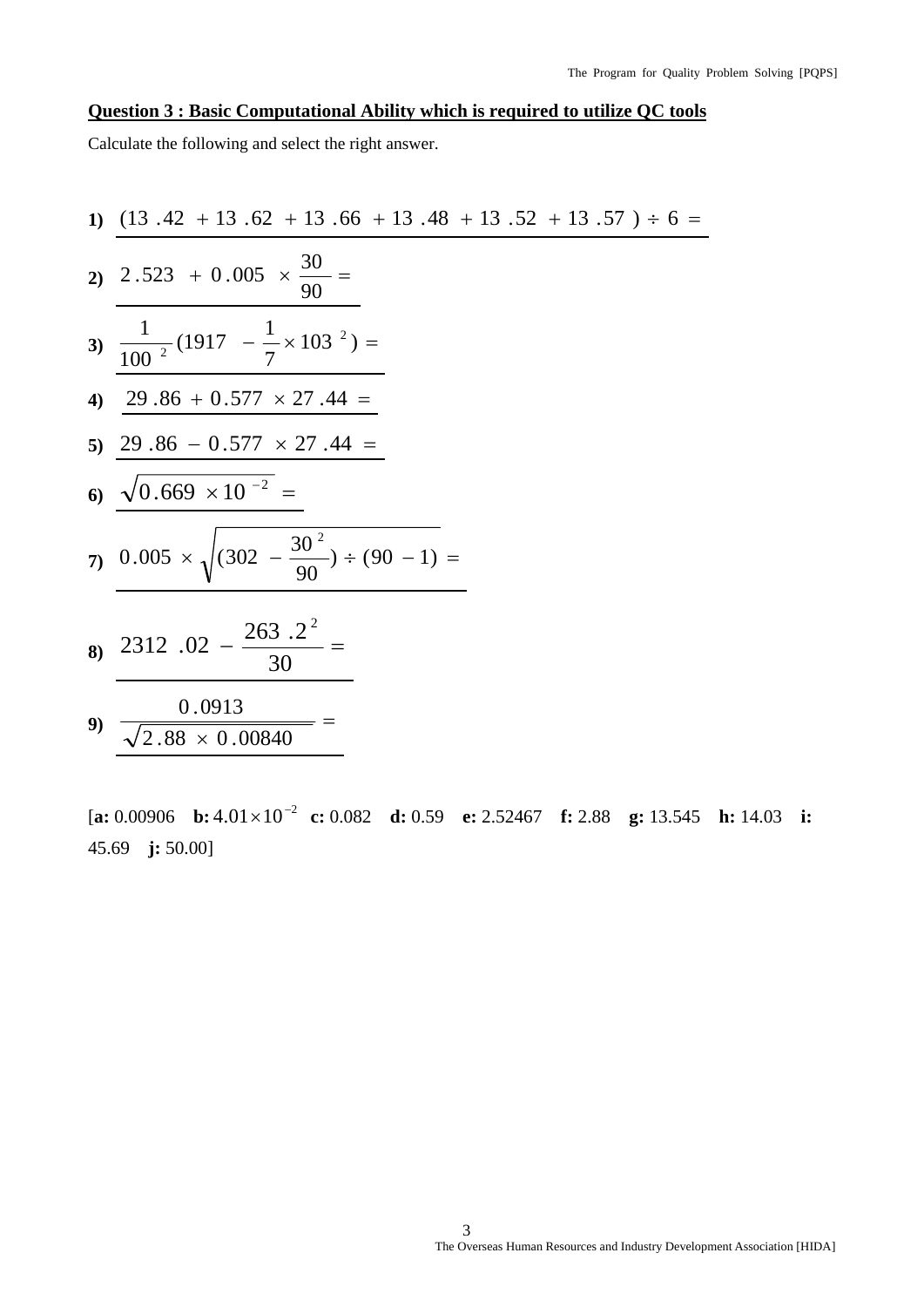**Question 3 : Basic Computational Ability which is required to utilize QC tools**

Calculate the following and select the right answer.

**1)** $(13.42 + 13.62 + 13.66 + 13.48 + 13.52 + 13.57) \div 6 =$

**2)** $2.523 + 0.005 \times \dfrac{30}{90} =$

**3)** $\dfrac{1}{100^2}(1917 - \dfrac{1}{7} \times 103^2) =$

**4)** $29.86 + 0.577 \times 27.44 =$

**5)** $29.86 - 0.577 \times 27.44 =$

**6)** $\sqrt{0.669 \times 10^{-2}} =$

**7)** $0.005 \times \sqrt{(302 - \dfrac{30^2}{90}) \div (90 - 1)} =$

**8)** $2312.02 - \dfrac{263.2^2}{30} =$

**9)** $\dfrac{0.0913}{\sqrt{2.88 \times 0.00840}} =$

[**a:** 0.00906 **b:** $4.01 \times 10^{-2}$ **c:** 0.082 **d:** 0.59 **e:** 2.52467 **f:** 2.88 **g:** 13.545 **h:** 14.03 **i:** 45.69 **j:** 50.00]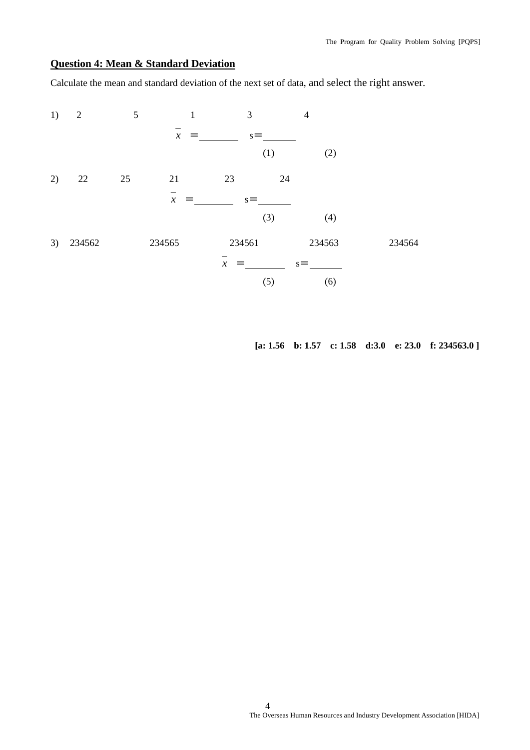## Question 4: Mean & Standard Deviation

Calculate the mean and standard deviation of the next set of data, and select the right answer.

1) 2 5 1 3 4

$\bar{x}$ = ________ s= ________

(1) (2)

2) 22 25 21 23 24

$\bar{x}$ = ________ s= ________

(3) (4)

3) 234562 234565 234561 234563 234564

$\bar{x}$ = ________ s= ________

(5) (6)

**[a: 1.56 b: 1.57 c: 1.58 d:3.0 e: 23.0 f: 234563.0 ]**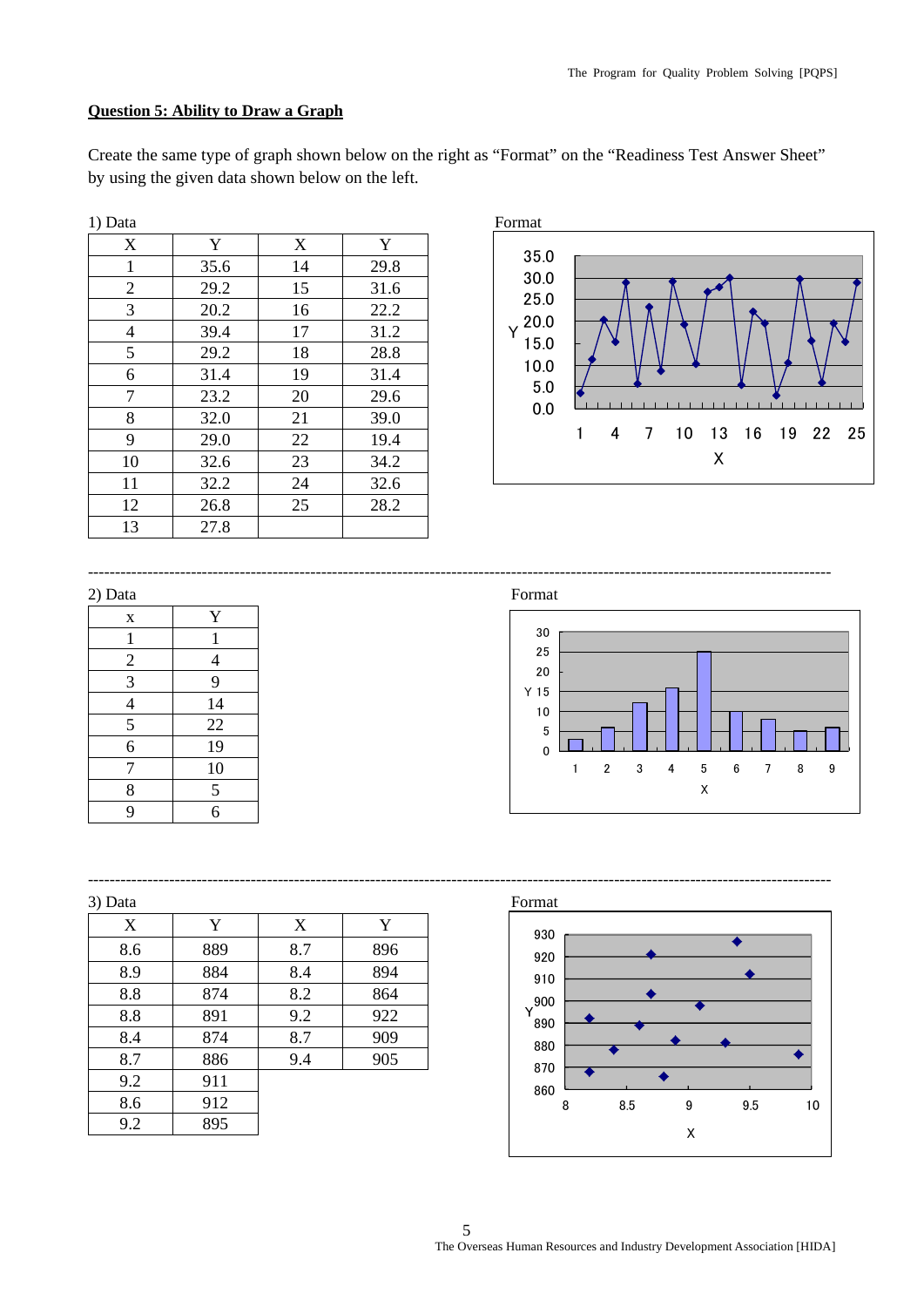**Question 5: Ability to Draw a Graph**

Create the same type of graph shown below on the right as "Format" on the "Readiness Test Answer Sheet" by using the given data shown below on the left.

1) Data

| X | Y | X | Y |
|---|---|---|---|
| 1 | 35.6 | 14 | 29.8 |
| 2 | 29.2 | 15 | 31.6 |
| 3 | 20.2 | 16 | 22.2 |
| 4 | 39.4 | 17 | 31.2 |
| 5 | 29.2 | 18 | 28.8 |
| 6 | 31.4 | 19 | 31.4 |
| 7 | 23.2 | 20 | 29.6 |
| 8 | 32.0 | 21 | 39.0 |
| 9 | 29.0 | 22 | 19.4 |
| 10 | 32.6 | 23 | 34.2 |
| 11 | 32.2 | 24 | 32.6 |
| 12 | 26.8 | 25 | 28.2 |
| 13 | 27.8 | | |

Format

35.0
30.0
25.0
20.0
15.0
10.0
5.0
0.0
Y
1 4 7 10 13 16 19 22 25
X

---

2) Data

| x | Y |
|---|---|
| 1 | 1 |
| 2 | 4 |
| 3 | 9 |
| 4 | 14 |
| 5 | 22 |
| 6 | 19 |
| 7 | 10 |
| 8 | 5 |
| 9 | 6 |

Format

30
25
20
Y 15
10
5
0
1 2 3 4 5 6 7 8 9
X

---

3) Data

| X | Y | X | Y |
|---|---|---|---|
| 8.6 | 889 | 8.7 | 896 |
| 8.9 | 884 | 8.4 | 894 |
| 8.8 | 874 | 8.2 | 864 |
| 8.8 | 891 | 9.2 | 922 |
| 8.4 | 874 | 8.7 | 909 |
| 8.7 | 886 | 9.4 | 905 |
| 9.2 | 911 | | |
| 8.6 | 912 | | |
| 9.2 | 895 | | |

Format

930
920
910
900
Y
890
880
870
860
8 8.5 9 9.5 10
X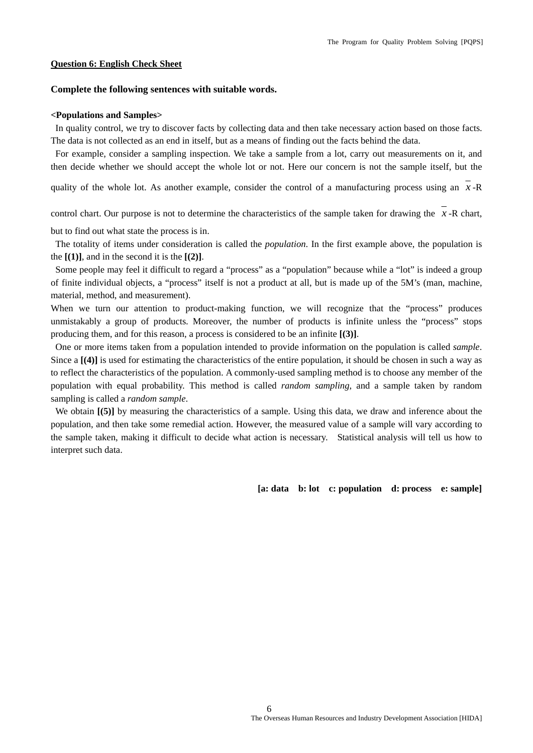**Question 6: English Check Sheet**

**Complete the following sentences with suitable words.**

**<Populations and Samples>**

In quality control, we try to discover facts by collecting data and then take necessary action based on those facts. The data is not collected as an end in itself, but as a means of finding out the facts behind the data.

For example, consider a sampling inspection. We take a sample from a lot, carry out measurements on it, and then decide whether we should accept the whole lot or not. Here our concern is not the sample itself, but the quality of the whole lot. As another example, consider the control of a manufacturing process using an $\bar{x}$-R control chart. Our purpose is not to determine the characteristics of the sample taken for drawing the $\bar{x}$-R chart, but to find out what state the process is in.

The totality of items under consideration is called the *population*. In the first example above, the population is the **[(1)]**, and in the second it is the **[(2)]**.

Some people may feel it difficult to regard a "process" as a "population" because while a "lot" is indeed a group of finite individual objects, a "process" itself is not a product at all, but is made up of the 5M's (man, machine, material, method, and measurement).

When we turn our attention to product-making function, we will recognize that the "process" produces unmistakably a group of products. Moreover, the number of products is infinite unless the "process" stops producing them, and for this reason, a process is considered to be an infinite **[(3)]**.

One or more items taken from a population intended to provide information on the population is called *sample*. Since a **[(4)]** is used for estimating the characteristics of the entire population, it should be chosen in such a way as to reflect the characteristics of the population. A commonly-used sampling method is to choose any member of the population with equal probability. This method is called *random sampling,* and a sample taken by random sampling is called a *random sample*.

We obtain **[(5)]** by measuring the characteristics of a sample. Using this data, we draw and inference about the population, and then take some remedial action. However, the measured value of a sample will vary according to the sample taken, making it difficult to decide what action is necessary. Statistical analysis will tell us how to interpret such data.

**[a: data b: lot c: population d: process e: sample]**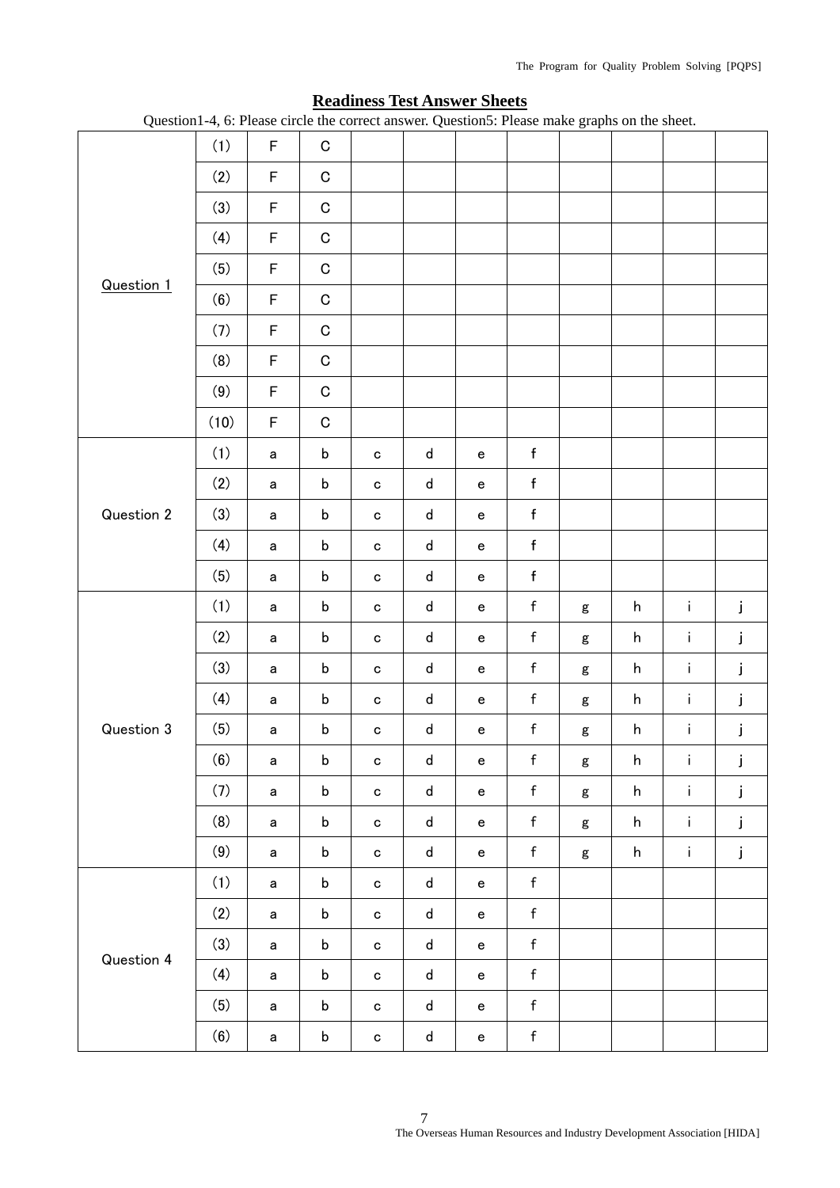**Readiness Test Answer Sheets**

Question1-4, 6: Please circle the correct answer. Question5: Please make graphs on the sheet.

| | | | | | | | | | | | |
|---|---|---|---|---|---|---|---|---|---|---|---|
| Question 1 | (1) | F | C | | | | | | | | |
| | (2) | F | C | | | | | | | | |
| | (3) | F | C | | | | | | | | |
| | (4) | F | C | | | | | | | | |
| | (5) | F | C | | | | | | | | |
| | (6) | F | C | | | | | | | | |
| | (7) | F | C | | | | | | | | |
| | (8) | F | C | | | | | | | | |
| | (9) | F | C | | | | | | | | |
| | (10) | F | C | | | | | | | | |
| Question 2 | (1) | a | b | c | d | e | f | | | | |
| | (2) | a | b | c | d | e | f | | | | |
| | (3) | a | b | c | d | e | f | | | | |
| | (4) | a | b | c | d | e | f | | | | |
| | (5) | a | b | c | d | e | f | | | | |
| Question 3 | (1) | a | b | c | d | e | f | g | h | i | j |
| | (2) | a | b | c | d | e | f | g | h | i | j |
| | (3) | a | b | c | d | e | f | g | h | i | j |
| | (4) | a | b | c | d | e | f | g | h | i | j |
| | (5) | a | b | c | d | e | f | g | h | i | j |
| | (6) | a | b | c | d | e | f | g | h | i | j |
| | (7) | a | b | c | d | e | f | g | h | i | j |
| | (8) | a | b | c | d | e | f | g | h | i | j |
| | (9) | a | b | c | d | e | f | g | h | i | j |
| Question 4 | (1) | a | b | c | d | e | f | | | | |
| | (2) | a | b | c | d | e | f | | | | |
| | (3) | a | b | c | d | e | f | | | | |
| | (4) | a | b | c | d | e | f | | | | |
| | (5) | a | b | c | d | e | f | | | | |
| | (6) | a | b | c | d | e | f | | | | |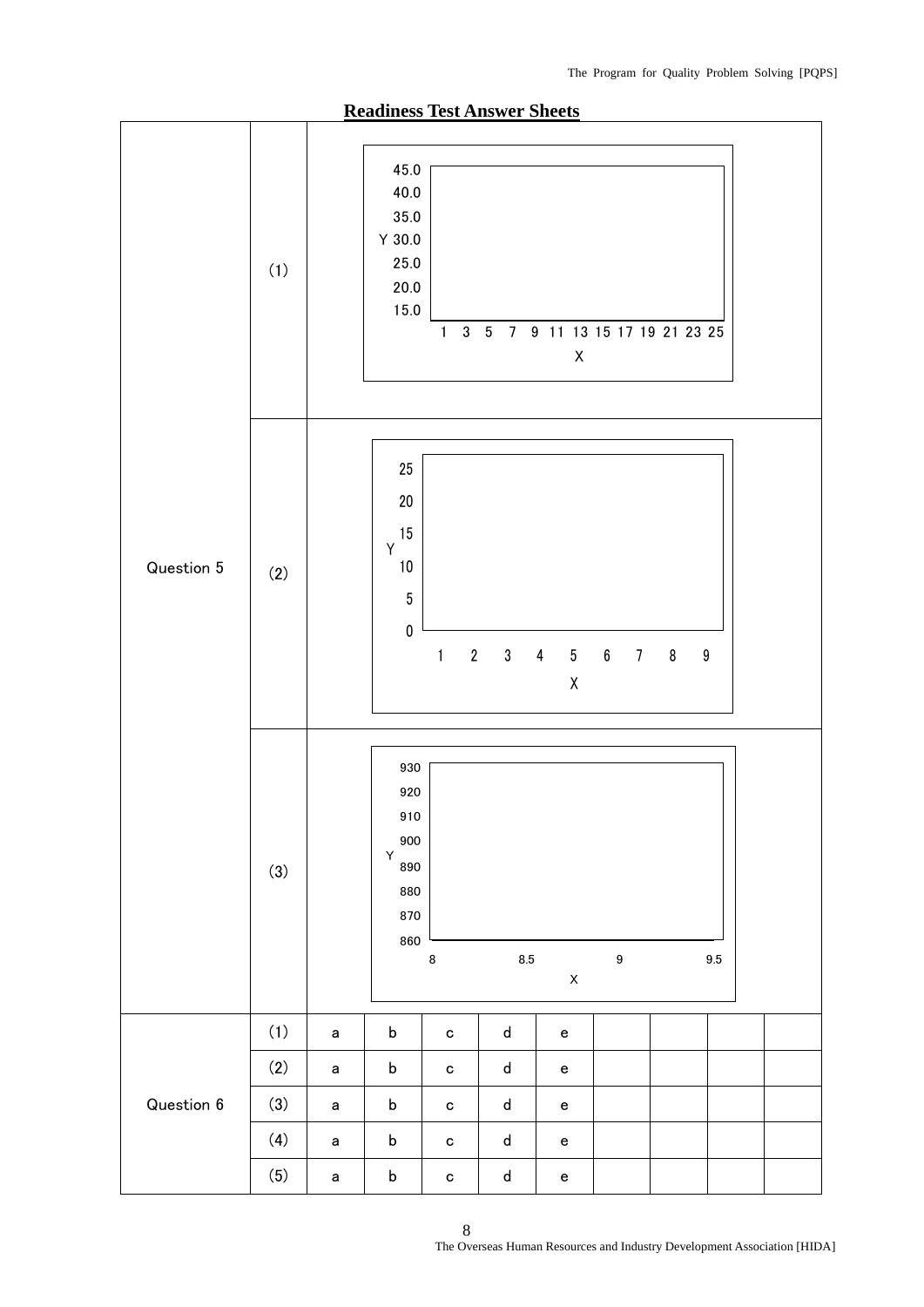## Readiness Test Answer Sheets

| | | |
|---|---|---|
| Question 5 | (1) | 45.0<br>40.0<br>35.0<br>Y 30.0<br>25.0<br>20.0<br>15.0<br>1 3 5 7 9 11 13 15 17 19 21 23 25<br>X |
| | (2) | 25<br>20<br>15<br>Y<br>10<br>5<br>0<br>1 2 3 4 5 6 7 8 9<br>X |
| | (3) | 930<br>920<br>910<br>900<br>Y 890<br>880<br>870<br>860<br>8 8.5 9 9.5<br>X |

| | | | | | | | | | | |
|---|---|---|---|---|---|---|---|---|---|---|
| Question 6 | (1) | a | b | c | d | e | | | | |
| | (2) | a | b | c | d | e | | | | |
| | (3) | a | b | c | d | e | | | | |
| | (4) | a | b | c | d | e | | | | |
| | (5) | a | b | c | d | e | | | | |